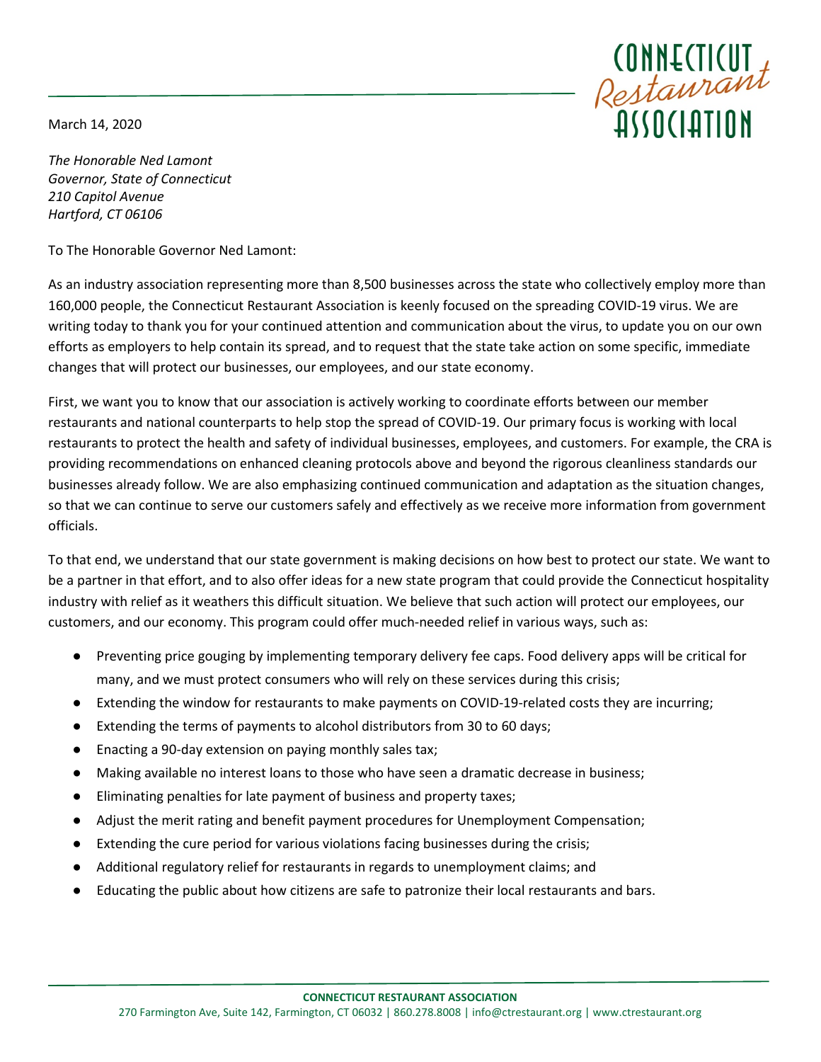March 14, 2020

*The Honorable Ned Lamont*
*Governor, State of Connecticut*
*210 Capitol Avenue*
*Hartford, CT 06106*

To The Honorable Governor Ned Lamont:

As an industry association representing more than 8,500 businesses across the state who collectively employ more than 160,000 people, the Connecticut Restaurant Association is keenly focused on the spreading COVID-19 virus. We are writing today to thank you for your continued attention and communication about the virus, to update you on our own efforts as employers to help contain its spread, and to request that the state take action on some specific, immediate changes that will protect our businesses, our employees, and our state economy.

First, we want you to know that our association is actively working to coordinate efforts between our member restaurants and national counterparts to help stop the spread of COVID-19. Our primary focus is working with local restaurants to protect the health and safety of individual businesses, employees, and customers. For example, the CRA is providing recommendations on enhanced cleaning protocols above and beyond the rigorous cleanliness standards our businesses already follow. We are also emphasizing continued communication and adaptation as the situation changes, so that we can continue to serve our customers safely and effectively as we receive more information from government officials.

To that end, we understand that our state government is making decisions on how best to protect our state. We want to be a partner in that effort, and to also offer ideas for a new state program that could provide the Connecticut hospitality industry with relief as it weathers this difficult situation. We believe that such action will protect our employees, our customers, and our economy. This program could offer much-needed relief in various ways, such as:

- Preventing price gouging by implementing temporary delivery fee caps. Food delivery apps will be critical for many, and we must protect consumers who will rely on these services during this crisis;
- Extending the window for restaurants to make payments on COVID-19-related costs they are incurring;
- Extending the terms of payments to alcohol distributors from 30 to 60 days;
- Enacting a 90-day extension on paying monthly sales tax;
- Making available no interest loans to those who have seen a dramatic decrease in business;
- Eliminating penalties for late payment of business and property taxes;
- Adjust the merit rating and benefit payment procedures for Unemployment Compensation;
- Extending the cure period for various violations facing businesses during the crisis;
- Additional regulatory relief for restaurants in regards to unemployment claims; and
- Educating the public about how citizens are safe to patronize their local restaurants and bars.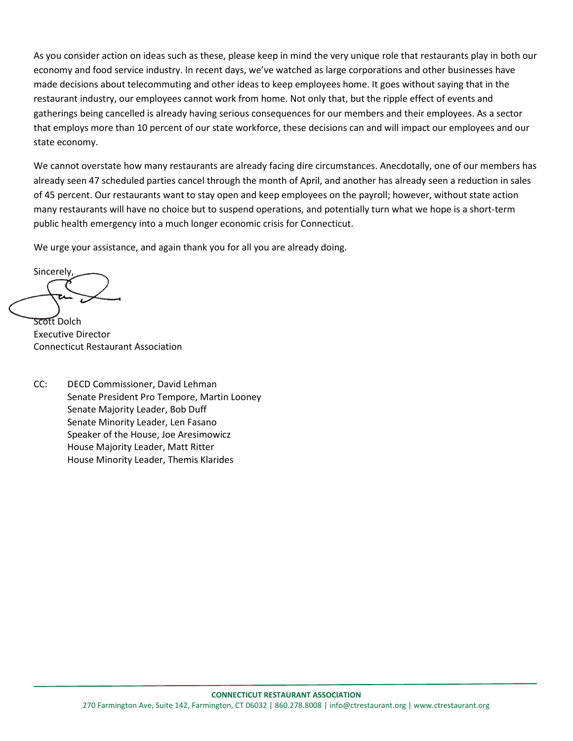As you consider action on ideas such as these, please keep in mind the very unique role that restaurants play in both our economy and food service industry. In recent days, we've watched as large corporations and other businesses have made decisions about telecommuting and other ideas to keep employees home. It goes without saying that in the restaurant industry, our employees cannot work from home. Not only that, but the ripple effect of events and gatherings being cancelled is already having serious consequences for our members and their employees. As a sector that employs more than 10 percent of our state workforce, these decisions can and will impact our employees and our state economy.

We cannot overstate how many restaurants are already facing dire circumstances. Anecdotally, one of our members has already seen 47 scheduled parties cancel through the month of April, and another has already seen a reduction in sales of 45 percent. Our restaurants want to stay open and keep employees on the payroll; however, without state action many restaurants will have no choice but to suspend operations, and potentially turn what we hope is a short-term public health emergency into a much longer economic crisis for Connecticut.

We urge your assistance, and again thank you for all you are already doing.

Sincerely,

Scott Dolch
Executive Director
Connecticut Restaurant Association

CC: DECD Commissioner, David Lehman
Senate President Pro Tempore, Martin Looney
Senate Majority Leader, Bob Duff
Senate Minority Leader, Len Fasano
Speaker of the House, Joe Aresimowicz
House Majority Leader, Matt Ritter
House Minority Leader, Themis Klarides